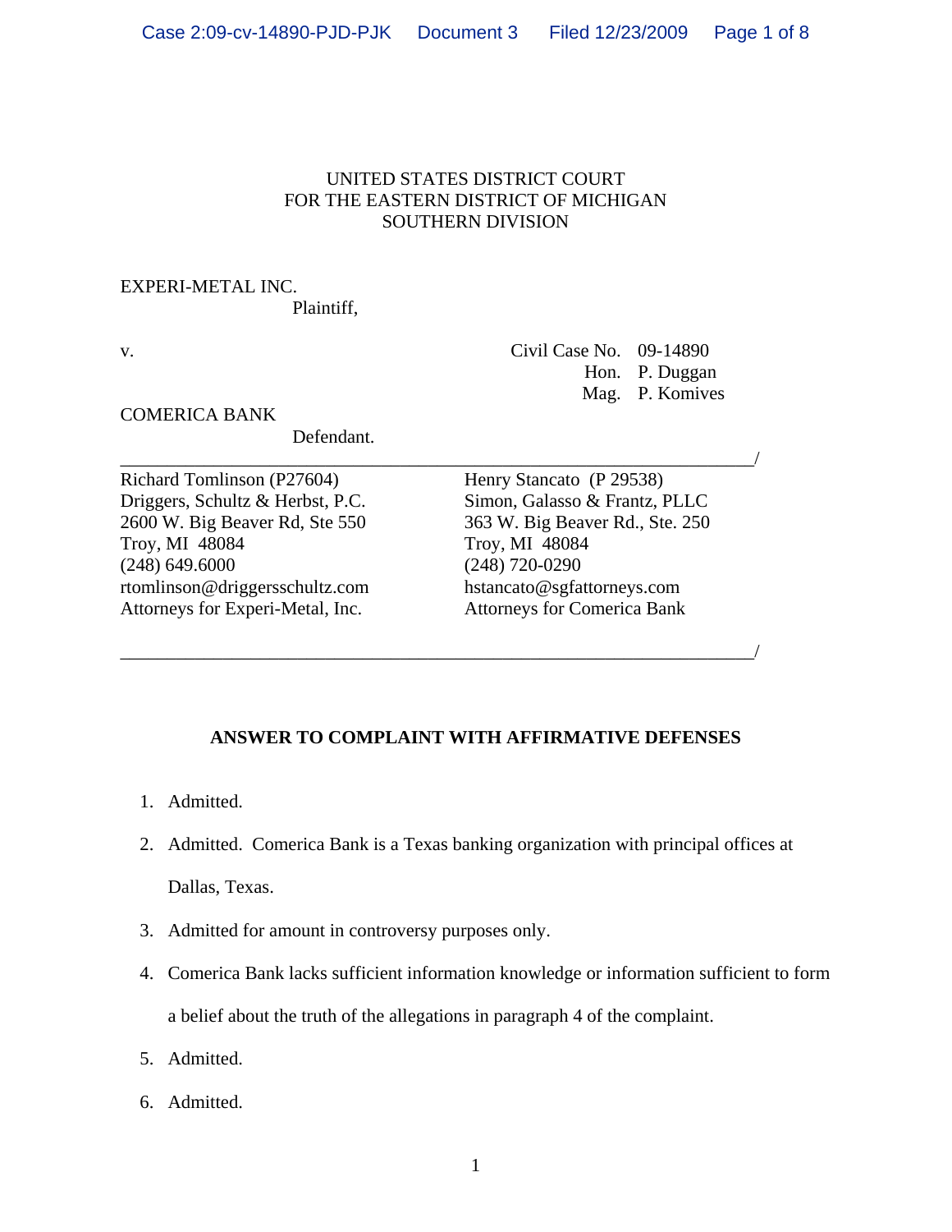UNITED STATES DISTRICT COURT
FOR THE EASTERN DISTRICT OF MICHIGAN
SOUTHERN DIVISION

EXPERI-METAL INC.
Plaintiff,

v.

Civil Case No. 09-14890
Hon. P. Duggan
Mag. P. Komives

COMERICA BANK
Defendant.

______________________________________________________________________/

| | |
|---|---|
| Richard Tomlinson (P27604) | Henry Stancato (P 29538) |
| Driggers, Schultz & Herbst, P.C. | Simon, Galasso & Frantz, PLLC |
| 2600 W. Big Beaver Rd, Ste 550 | 363 W. Big Beaver Rd., Ste. 250 |
| Troy, MI 48084 | Troy, MI 48084 |
| (248) 649.6000 | (248) 720-0290 |
| rtomlinson@driggersschultz.com | hstancato@sgfattorneys.com |
| Attorneys for Experi-Metal, Inc. | Attorneys for Comerica Bank |

______________________________________________________________________/

**ANSWER TO COMPLAINT WITH AFFIRMATIVE DEFENSES**

1. Admitted.
2. Admitted. Comerica Bank is a Texas banking organization with principal offices at Dallas, Texas.
3. Admitted for amount in controversy purposes only.
4. Comerica Bank lacks sufficient information knowledge or information sufficient to form a belief about the truth of the allegations in paragraph 4 of the complaint.
5. Admitted.
6. Admitted.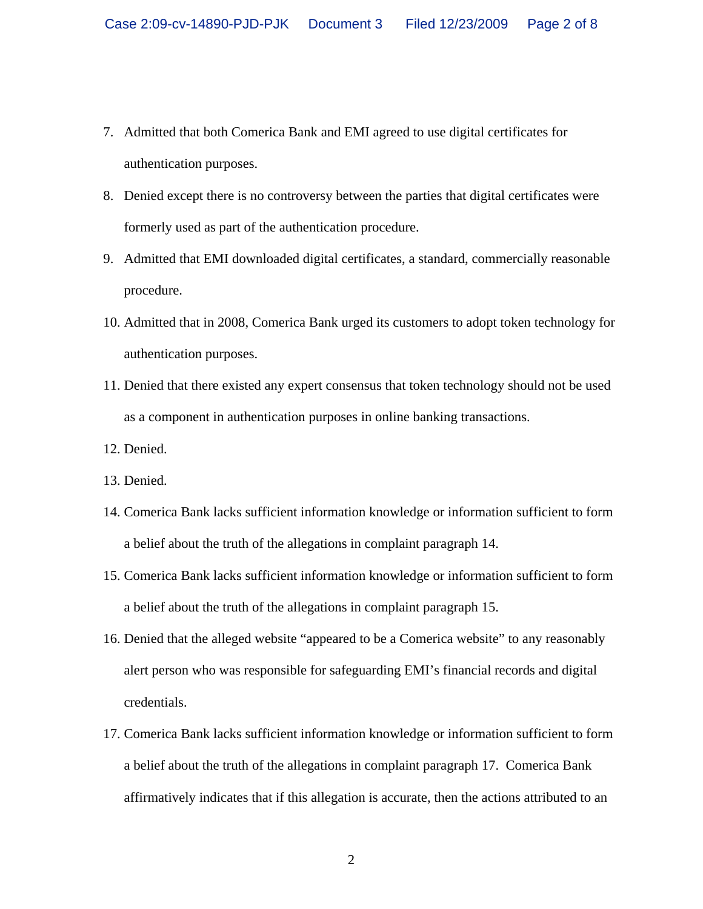7. Admitted that both Comerica Bank and EMI agreed to use digital certificates for authentication purposes.
8. Denied except there is no controversy between the parties that digital certificates were formerly used as part of the authentication procedure.
9. Admitted that EMI downloaded digital certificates, a standard, commercially reasonable procedure.
10. Admitted that in 2008, Comerica Bank urged its customers to adopt token technology for authentication purposes.
11. Denied that there existed any expert consensus that token technology should not be used as a component in authentication purposes in online banking transactions.
12. Denied.
13. Denied.
14. Comerica Bank lacks sufficient information knowledge or information sufficient to form a belief about the truth of the allegations in complaint paragraph 14.
15. Comerica Bank lacks sufficient information knowledge or information sufficient to form a belief about the truth of the allegations in complaint paragraph 15.
16. Denied that the alleged website "appeared to be a Comerica website" to any reasonably alert person who was responsible for safeguarding EMI's financial records and digital credentials.
17. Comerica Bank lacks sufficient information knowledge or information sufficient to form a belief about the truth of the allegations in complaint paragraph 17. Comerica Bank affirmatively indicates that if this allegation is accurate, then the actions attributed to an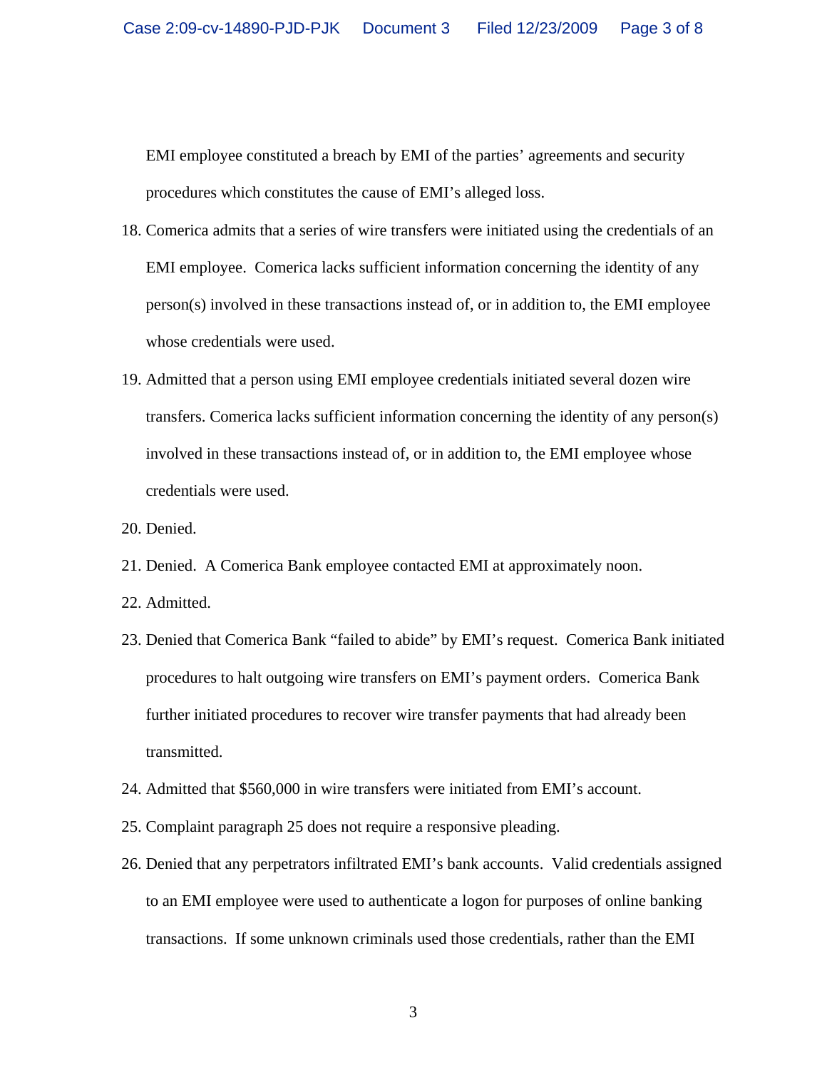EMI employee constituted a breach by EMI of the parties' agreements and security procedures which constitutes the cause of EMI's alleged loss.

18. Comerica admits that a series of wire transfers were initiated using the credentials of an EMI employee. Comerica lacks sufficient information concerning the identity of any person(s) involved in these transactions instead of, or in addition to, the EMI employee whose credentials were used.

19. Admitted that a person using EMI employee credentials initiated several dozen wire transfers. Comerica lacks sufficient information concerning the identity of any person(s) involved in these transactions instead of, or in addition to, the EMI employee whose credentials were used.

20. Denied.

21. Denied. A Comerica Bank employee contacted EMI at approximately noon.

22. Admitted.

23. Denied that Comerica Bank "failed to abide" by EMI's request. Comerica Bank initiated procedures to halt outgoing wire transfers on EMI's payment orders. Comerica Bank further initiated procedures to recover wire transfer payments that had already been transmitted.

24. Admitted that $560,000 in wire transfers were initiated from EMI's account.

25. Complaint paragraph 25 does not require a responsive pleading.

26. Denied that any perpetrators infiltrated EMI's bank accounts. Valid credentials assigned to an EMI employee were used to authenticate a logon for purposes of online banking transactions. If some unknown criminals used those credentials, rather than the EMI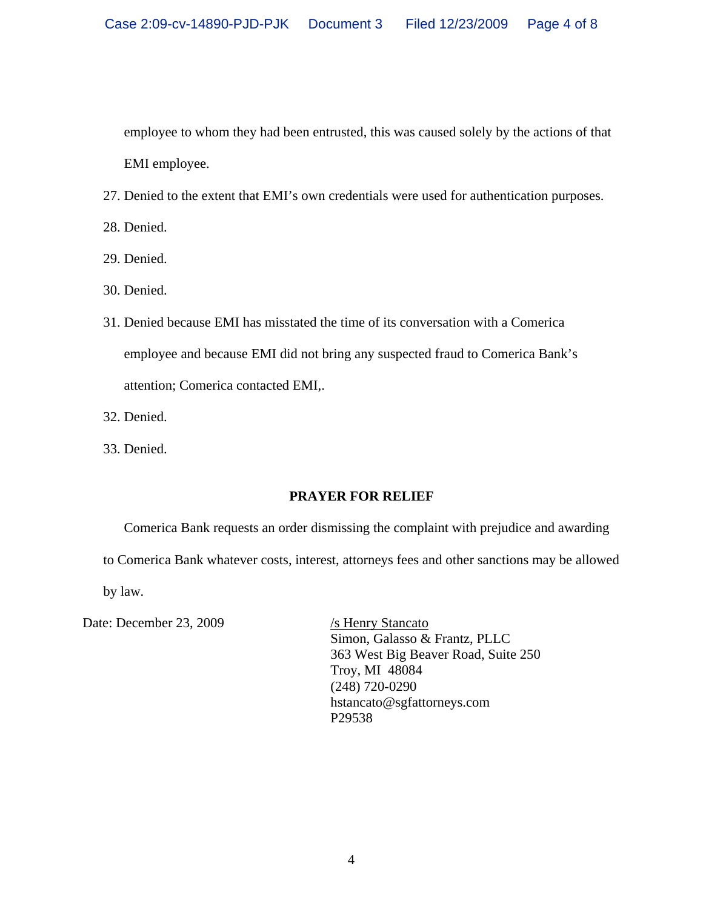employee to whom they had been entrusted, this was caused solely by the actions of that EMI employee.

27. Denied to the extent that EMI's own credentials were used for authentication purposes.
28. Denied.
29. Denied.
30. Denied.
31. Denied because EMI has misstated the time of its conversation with a Comerica employee and because EMI did not bring any suspected fraud to Comerica Bank's attention; Comerica contacted EMI,.
32. Denied.
33. Denied.

**PRAYER FOR RELIEF**

Comerica Bank requests an order dismissing the complaint with prejudice and awarding to Comerica Bank whatever costs, interest, attorneys fees and other sanctions may be allowed by law.

Date: December 23, 2009

/s Henry Stancato
Simon, Galasso & Frantz, PLLC
363 West Big Beaver Road, Suite 250
Troy, MI 48084
(248) 720-0290
hstancato@sgfattorneys.com
P29538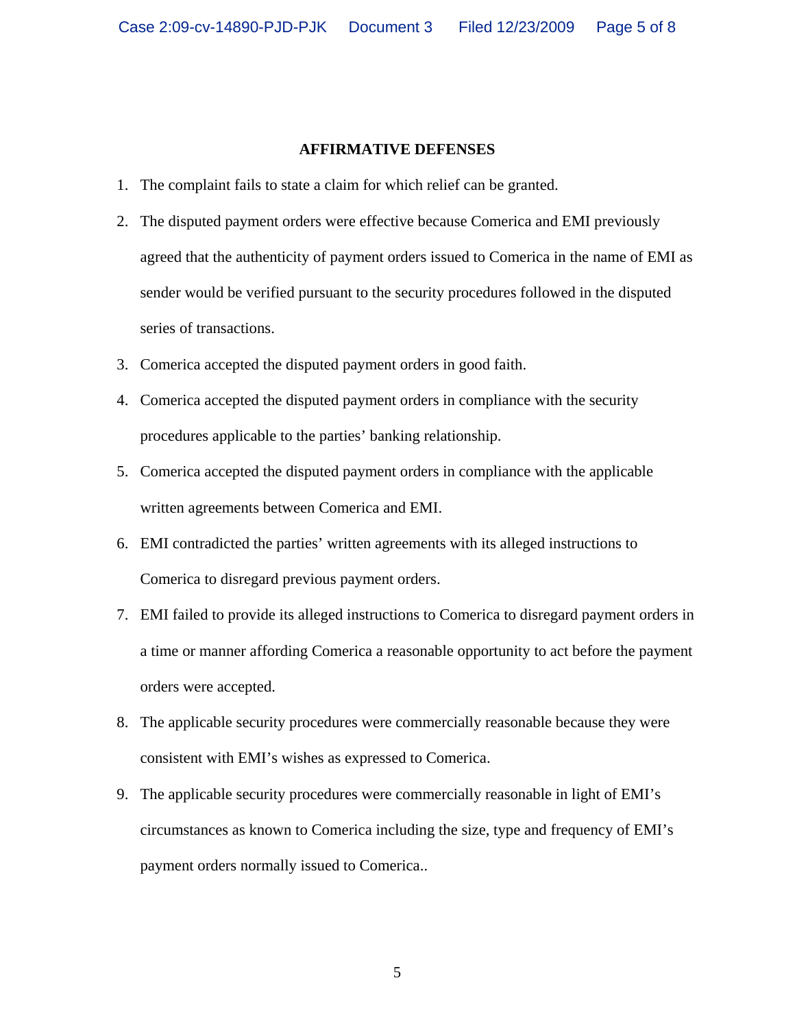## AFFIRMATIVE DEFENSES

1. The complaint fails to state a claim for which relief can be granted.
2. The disputed payment orders were effective because Comerica and EMI previously agreed that the authenticity of payment orders issued to Comerica in the name of EMI as sender would be verified pursuant to the security procedures followed in the disputed series of transactions.
3. Comerica accepted the disputed payment orders in good faith.
4. Comerica accepted the disputed payment orders in compliance with the security procedures applicable to the parties' banking relationship.
5. Comerica accepted the disputed payment orders in compliance with the applicable written agreements between Comerica and EMI.
6. EMI contradicted the parties' written agreements with its alleged instructions to Comerica to disregard previous payment orders.
7. EMI failed to provide its alleged instructions to Comerica to disregard payment orders in a time or manner affording Comerica a reasonable opportunity to act before the payment orders were accepted.
8. The applicable security procedures were commercially reasonable because they were consistent with EMI's wishes as expressed to Comerica.
9. The applicable security procedures were commercially reasonable in light of EMI's circumstances as known to Comerica including the size, type and frequency of EMI's payment orders normally issued to Comerica..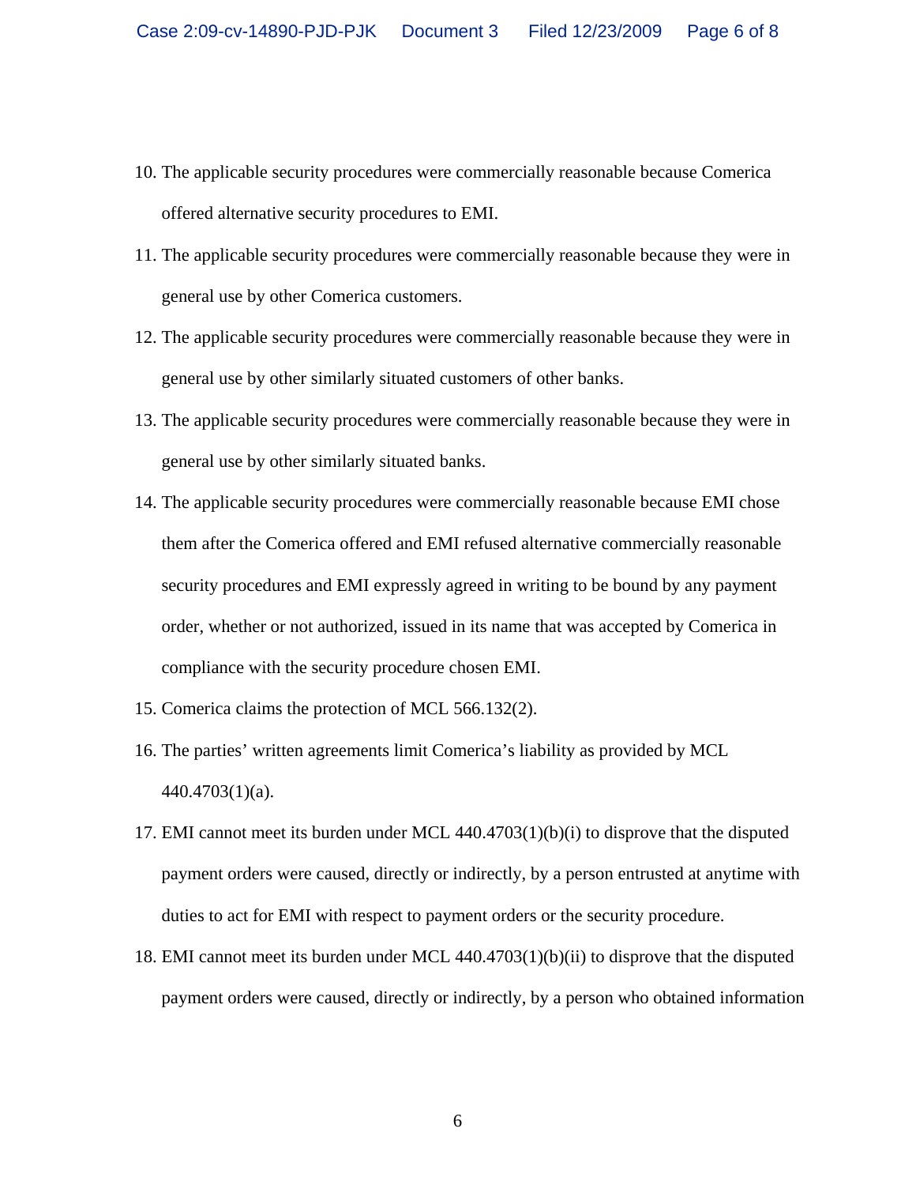10. The applicable security procedures were commercially reasonable because Comerica offered alternative security procedures to EMI.
11. The applicable security procedures were commercially reasonable because they were in general use by other Comerica customers.
12. The applicable security procedures were commercially reasonable because they were in general use by other similarly situated customers of other banks.
13. The applicable security procedures were commercially reasonable because they were in general use by other similarly situated banks.
14. The applicable security procedures were commercially reasonable because EMI chose them after the Comerica offered and EMI refused alternative commercially reasonable security procedures and EMI expressly agreed in writing to be bound by any payment order, whether or not authorized, issued in its name that was accepted by Comerica in compliance with the security procedure chosen EMI.
15. Comerica claims the protection of MCL 566.132(2).
16. The parties' written agreements limit Comerica's liability as provided by MCL 440.4703(1)(a).
17. EMI cannot meet its burden under MCL 440.4703(1)(b)(i) to disprove that the disputed payment orders were caused, directly or indirectly, by a person entrusted at anytime with duties to act for EMI with respect to payment orders or the security procedure.
18. EMI cannot meet its burden under MCL 440.4703(1)(b)(ii) to disprove that the disputed payment orders were caused, directly or indirectly, by a person who obtained information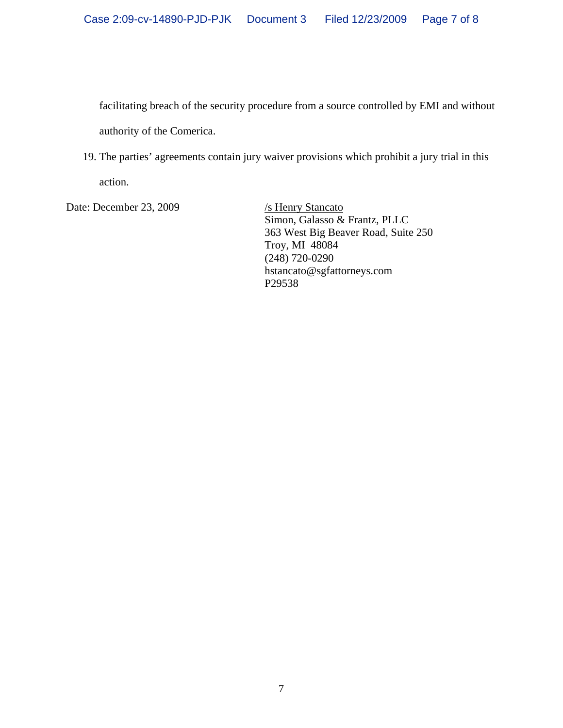facilitating breach of the security procedure from a source controlled by EMI and without authority of the Comerica.

19. The parties' agreements contain jury waiver provisions which prohibit a jury trial in this action.

Date: December 23, 2009

/s Henry Stancato
Simon, Galasso & Frantz, PLLC
363 West Big Beaver Road, Suite 250
Troy, MI 48084
(248) 720-0290
hstancato@sgfattorneys.com
P29538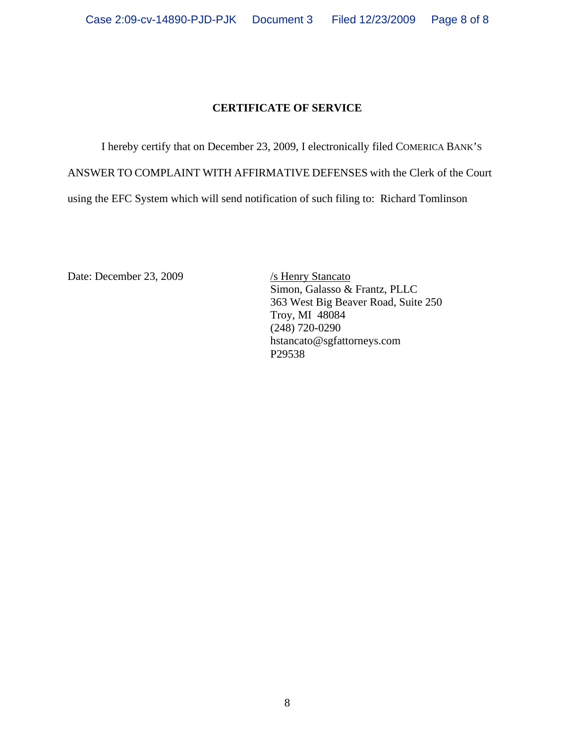## CERTIFICATE OF SERVICE

I hereby certify that on December 23, 2009, I electronically filed COMERICA BANK'S ANSWER TO COMPLAINT WITH AFFIRMATIVE DEFENSES with the Clerk of the Court using the EFC System which will send notification of such filing to: Richard Tomlinson

Date: December 23, 2009

/s Henry Stancato
Simon, Galasso & Frantz, PLLC
363 West Big Beaver Road, Suite 250
Troy, MI 48084
(248) 720-0290
hstancato@sgfattorneys.com
P29538